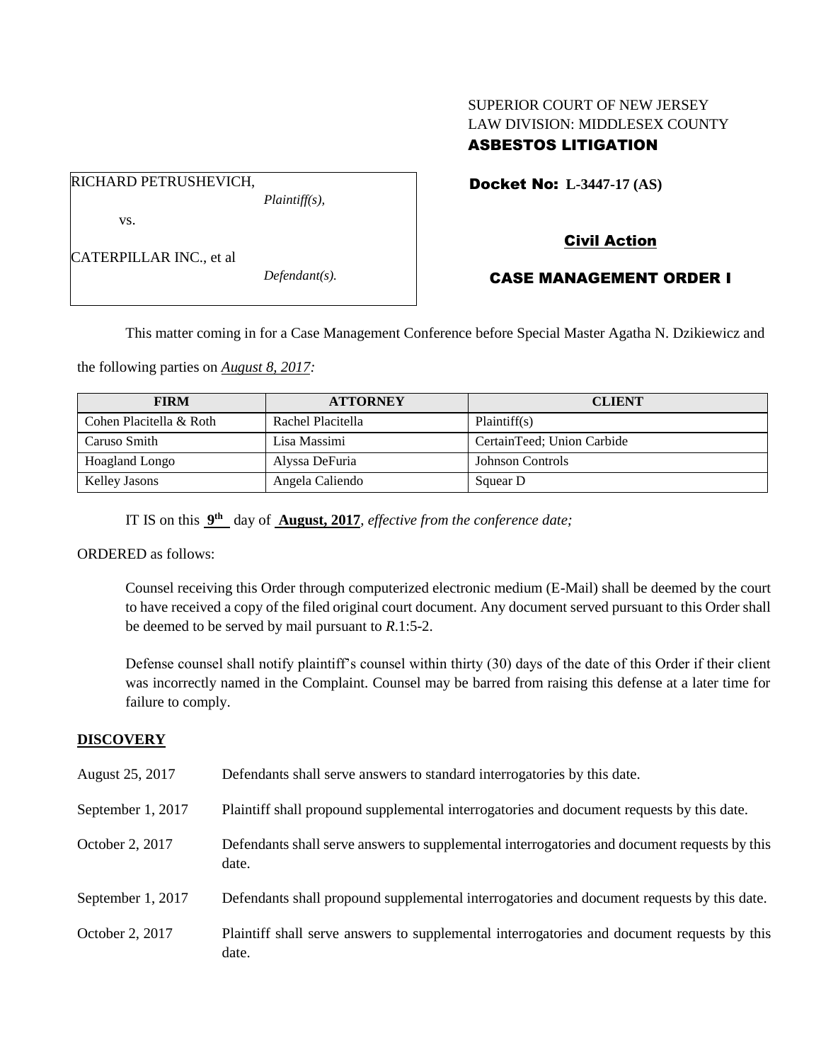SUPERIOR COURT OF NEW JERSEY
LAW DIVISION: MIDDLESEX COUNTY
**ASBESTOS LITIGATION**

RICHARD PETRUSHEVICH,
*Plaintiff(s),*

vs.

CATERPILLAR INC., et al
*Defendant(s).*

**Docket No: L-3447-17 (AS)**

**Civil Action**

**CASE MANAGEMENT ORDER I**

This matter coming in for a Case Management Conference before Special Master Agatha N. Dzikiewicz and the following parties on *August 8, 2017:*

| FIRM | ATTORNEY | CLIENT |
|---|---|---|
| Cohen Placitella & Roth | Rachel Placitella | Plaintiff(s) |
| Caruso Smith | Lisa Massimi | CertainTeed; Union Carbide |
| Hoagland Longo | Alyssa DeFuria | Johnson Controls |
| Kelley Jasons | Angela Caliendo | Squear D |

IT IS on this **9th** day of **August, 2017**, *effective from the conference date;*

ORDERED as follows:

Counsel receiving this Order through computerized electronic medium (E-Mail) shall be deemed by the court to have received a copy of the filed original court document. Any document served pursuant to this Order shall be deemed to be served by mail pursuant to *R*.1:5-2.

Defense counsel shall notify plaintiff's counsel within thirty (30) days of the date of this Order if their client was incorrectly named in the Complaint. Counsel may be barred from raising this defense at a later time for failure to comply.

## DISCOVERY

August 25, 2017 — Defendants shall serve answers to standard interrogatories by this date.

September 1, 2017 — Plaintiff shall propound supplemental interrogatories and document requests by this date.

October 2, 2017 — Defendants shall serve answers to supplemental interrogatories and document requests by this date.

September 1, 2017 — Defendants shall propound supplemental interrogatories and document requests by this date.

October 2, 2017 — Plaintiff shall serve answers to supplemental interrogatories and document requests by this date.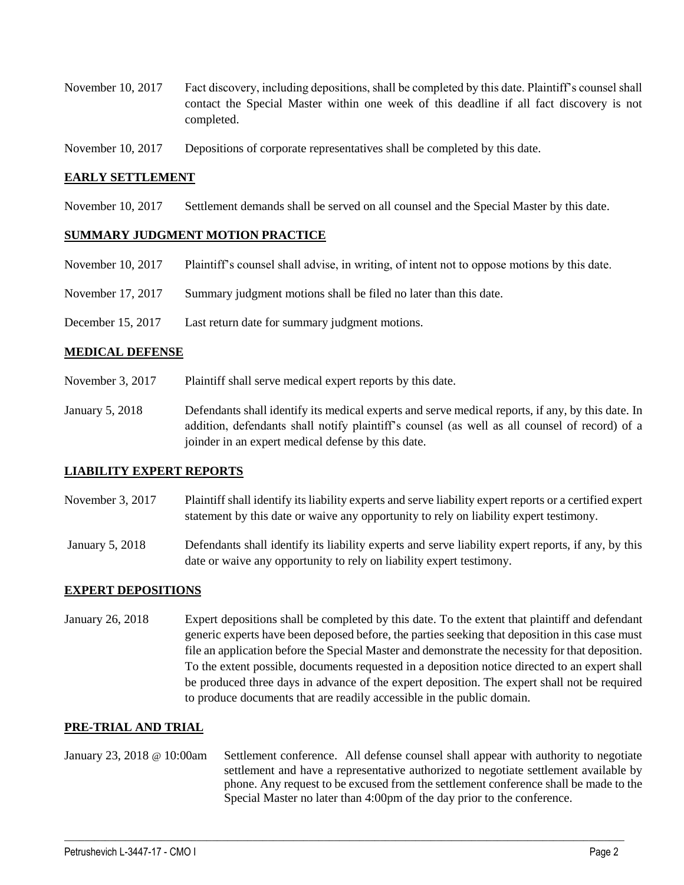November 10, 2017 Fact discovery, including depositions, shall be completed by this date. Plaintiff's counsel shall contact the Special Master within one week of this deadline if all fact discovery is not completed.

November 10, 2017 Depositions of corporate representatives shall be completed by this date.

**EARLY SETTLEMENT**

November 10, 2017 Settlement demands shall be served on all counsel and the Special Master by this date.

**SUMMARY JUDGMENT MOTION PRACTICE**

November 10, 2017 Plaintiff's counsel shall advise, in writing, of intent not to oppose motions by this date.

November 17, 2017 Summary judgment motions shall be filed no later than this date.

December 15, 2017 Last return date for summary judgment motions.

**MEDICAL DEFENSE**

November 3, 2017 Plaintiff shall serve medical expert reports by this date.

January 5, 2018 Defendants shall identify its medical experts and serve medical reports, if any, by this date. In addition, defendants shall notify plaintiff's counsel (as well as all counsel of record) of a joinder in an expert medical defense by this date.

**LIABILITY EXPERT REPORTS**

November 3, 2017 Plaintiff shall identify its liability experts and serve liability expert reports or a certified expert statement by this date or waive any opportunity to rely on liability expert testimony.

January 5, 2018 Defendants shall identify its liability experts and serve liability expert reports, if any, by this date or waive any opportunity to rely on liability expert testimony.

**EXPERT DEPOSITIONS**

January 26, 2018 Expert depositions shall be completed by this date. To the extent that plaintiff and defendant generic experts have been deposed before, the parties seeking that deposition in this case must file an application before the Special Master and demonstrate the necessity for that deposition. To the extent possible, documents requested in a deposition notice directed to an expert shall be produced three days in advance of the expert deposition. The expert shall not be required to produce documents that are readily accessible in the public domain.

**PRE-TRIAL AND TRIAL**

January 23, 2018 @ 10:00am Settlement conference. All defense counsel shall appear with authority to negotiate settlement and have a representative authorized to negotiate settlement available by phone. Any request to be excused from the settlement conference shall be made to the Special Master no later than 4:00pm of the day prior to the conference.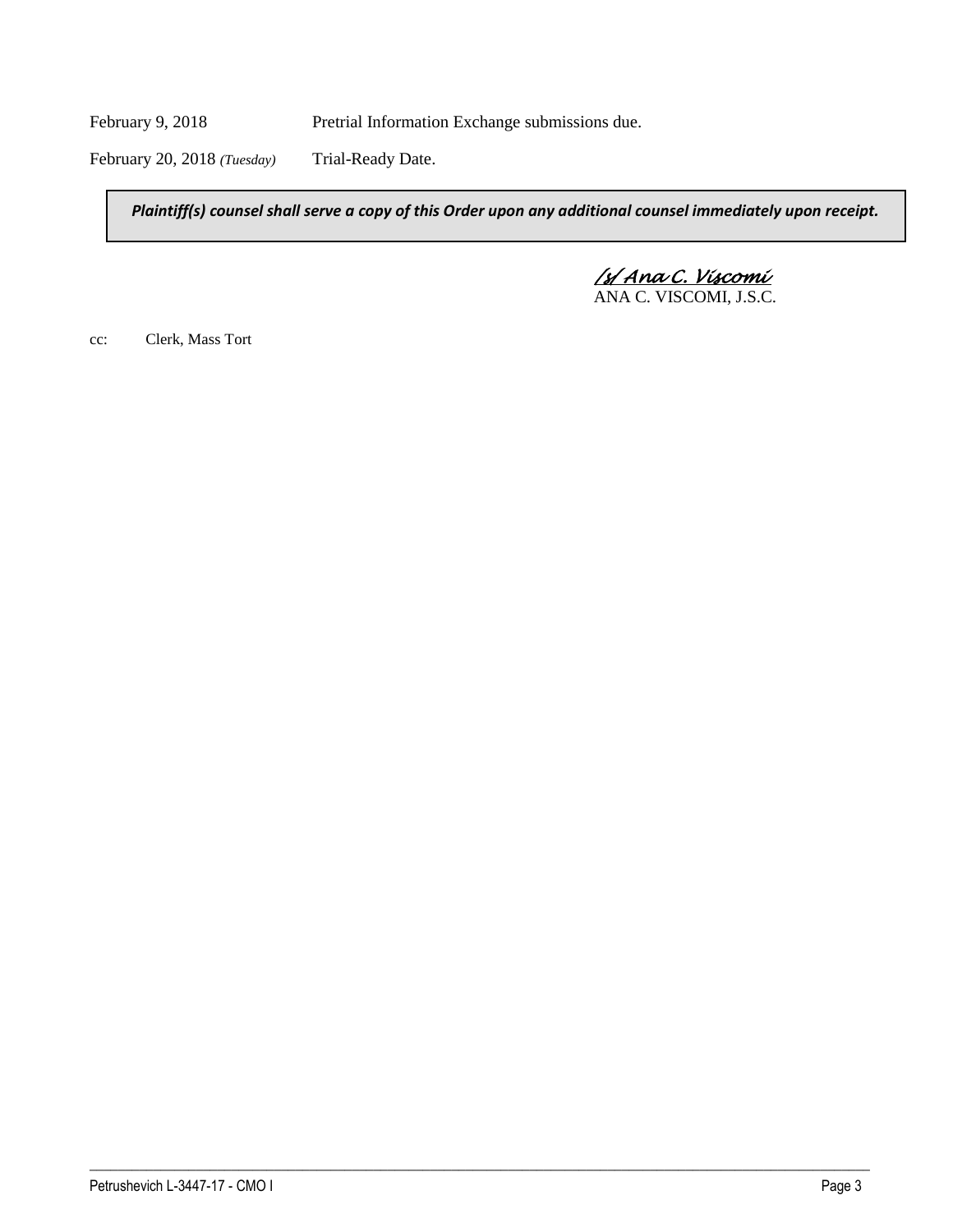| | |
|---|---|
| February 9, 2018 | Pretrial Information Exchange submissions due. |
| February 20, 2018 *(Tuesday)* | Trial-Ready Date. |

***Plaintiff(s) counsel shall serve a copy of this Order upon any additional counsel immediately upon receipt.***

*/s/ Ana C. Viscomi*
ANA C. VISCOMI, J.S.C.

cc: Clerk, Mass Tort